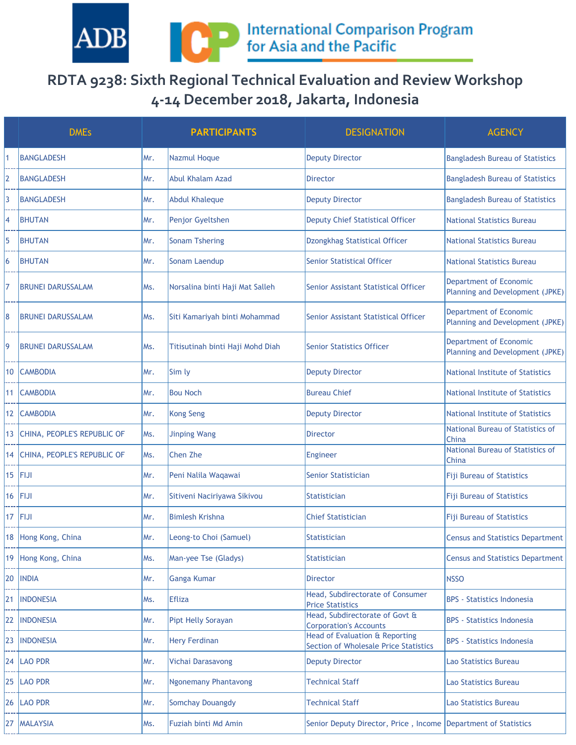# RDTA 9238: Sixth Regional Technical Evaluation and Review Workshop
## 4-14 December 2018, Jakarta, Indonesia

| | DMEs | PARTICIPANTS | | DESIGNATION | AGENCY |
|---|---|---|---|---|---|
| 1 | BANGLADESH | Mr. | Nazmul Hoque | Deputy Director | Bangladesh Bureau of Statistics |
| 2 | BANGLADESH | Mr. | Abul Khalam Azad | Director | Bangladesh Bureau of Statistics |
| 3 | BANGLADESH | Mr. | Abdul Khaleque | Deputy Director | Bangladesh Bureau of Statistics |
| 4 | BHUTAN | Mr. | Penjor Gyeltshen | Deputy Chief Statistical Officer | National Statistics Bureau |
| 5 | BHUTAN | Mr. | Sonam Tshering | Dzongkhag Statistical Officer | National Statistics Bureau |
| 6 | BHUTAN | Mr. | Sonam Laendup | Senior Statistical Officer | National Statistics Bureau |
| 7 | BRUNEI DARUSSALAM | Ms. | Norsalina binti Haji Mat Salleh | Senior Assistant Statistical Officer | Department of Economic Planning and Development (JPKE) |
| 8 | BRUNEI DARUSSALAM | Ms. | Siti Kamariyah binti Mohammad | Senior Assistant Statistical Officer | Department of Economic Planning and Development (JPKE) |
| 9 | BRUNEI DARUSSALAM | Ms. | Titisutinah binti Haji Mohd Diah | Senior Statistics Officer | Department of Economic Planning and Development (JPKE) |
| 10 | CAMBODIA | Mr. | Sim ly | Deputy Director | National Institute of Statistics |
| 11 | CAMBODIA | Mr. | Bou Noch | Bureau Chief | National Institute of Statistics |
| 12 | CAMBODIA | Mr. | Kong Seng | Deputy Director | National Institute of Statistics |
| 13 | CHINA, PEOPLE'S REPUBLIC OF | Ms. | Jinping Wang | Director | National Bureau of Statistics of China |
| 14 | CHINA, PEOPLE'S REPUBLIC OF | Ms. | Chen Zhe | Engineer | National Bureau of Statistics of China |
| 15 | FIJI | Mr. | Peni Nalila Waqawai | Senior Statistician | Fiji Bureau of Statistics |
| 16 | FIJI | Mr. | Sitiveni Naciriyawa Sikivou | Statistician | Fiji Bureau of Statistics |
| 17 | FIJI | Mr. | Bimlesh Krishna | Chief Statistician | Fiji Bureau of Statistics |
| 18 | Hong Kong, China | Mr. | Leong-to Choi (Samuel) | Statistician | Census and Statistics Department |
| 19 | Hong Kong, China | Ms. | Man-yee Tse (Gladys) | Statistician | Census and Statistics Department |
| 20 | INDIA | Mr. | Ganga Kumar | Director | NSSO |
| 21 | INDONESIA | Ms. | Efliza | Head, Subdirectorate of Consumer Price Statistics | BPS - Statistics Indonesia |
| 22 | INDONESIA | Mr. | Pipt Helly Sorayan | Head, Subdirectorate of Govt & Corporation's Accounts | BPS - Statistics Indonesia |
| 23 | INDONESIA | Mr. | Hery Ferdinan | Head of Evaluation & Reporting Section of Wholesale Price Statistics | BPS - Statistics Indonesia |
| 24 | LAO PDR | Mr. | Vichai Darasavong | Deputy Director | Lao Statistics Bureau |
| 25 | LAO PDR | Mr. | Ngonemany Phantavong | Technical Staff | Lao Statistics Bureau |
| 26 | LAO PDR | Mr. | Somchay Douangdy | Technical Staff | Lao Statistics Bureau |
| 27 | MALAYSIA | Ms. | Fuziah binti Md Amin | Senior Deputy Director, Price , Income | Department of Statistics |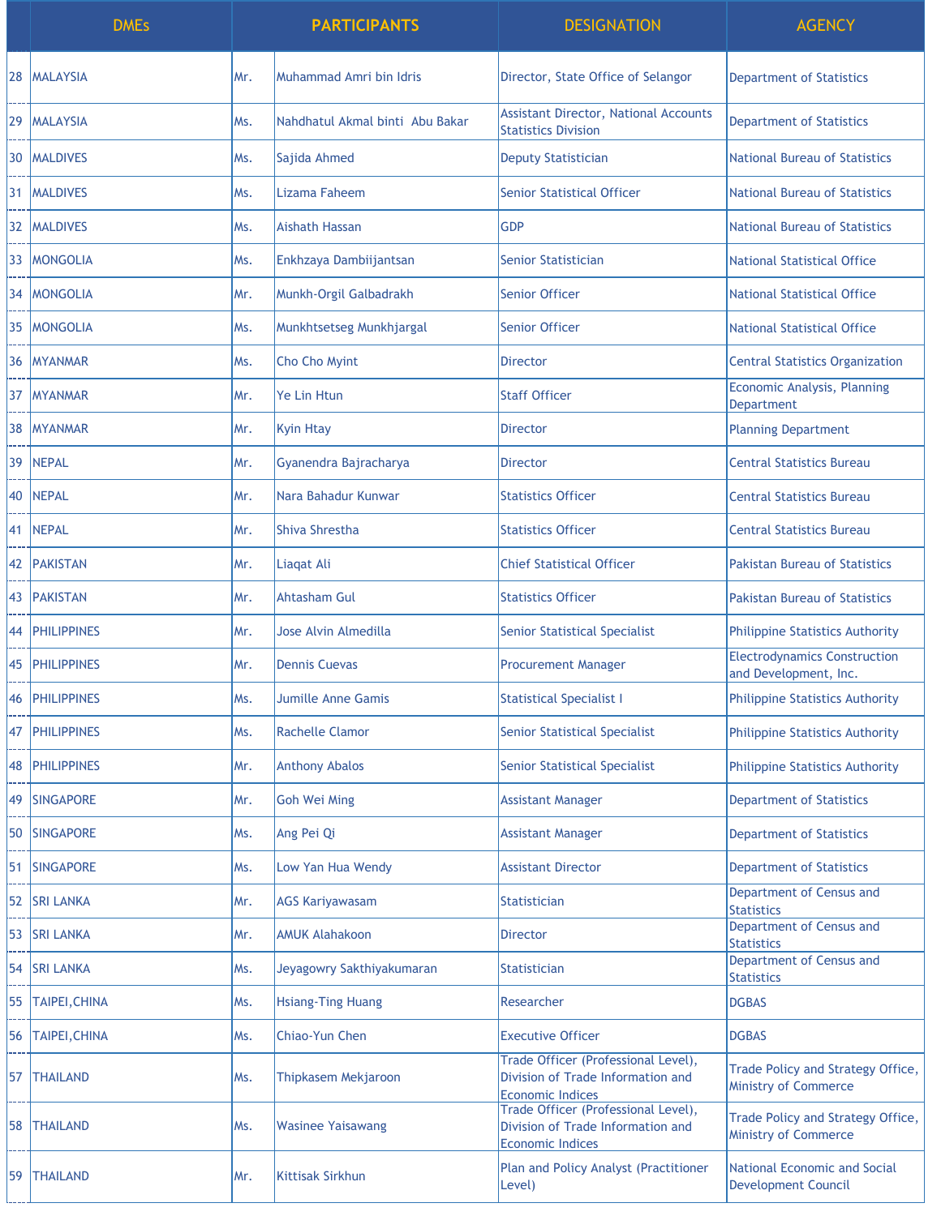| | DMEs | PARTICIPANTS | | DESIGNATION | AGENCY |
|---|---|---|---|---|---|
| 28 | MALAYSIA | Mr. | Muhammad Amri bin Idris | Director, State Office of Selangor | Department of Statistics |
| 29 | MALAYSIA | Ms. | Nahdhatul Akmal binti Abu Bakar | Assistant Director, National Accounts Statistics Division | Department of Statistics |
| 30 | MALDIVES | Ms. | Sajida Ahmed | Deputy Statistician | National Bureau of Statistics |
| 31 | MALDIVES | Ms. | Lizama Faheem | Senior Statistical Officer | National Bureau of Statistics |
| 32 | MALDIVES | Ms. | Aishath Hassan | GDP | National Bureau of Statistics |
| 33 | MONGOLIA | Ms. | Enkhzaya Dambiijantsan | Senior Statistician | National Statistical Office |
| 34 | MONGOLIA | Mr. | Munkh-Orgil Galbadrakh | Senior Officer | National Statistical Office |
| 35 | MONGOLIA | Ms. | Munkhtsetseg Munkhjargal | Senior Officer | National Statistical Office |
| 36 | MYANMAR | Ms. | Cho Cho Myint | Director | Central Statistics Organization |
| 37 | MYANMAR | Mr. | Ye Lin Htun | Staff Officer | Economic Analysis, Planning Department |
| 38 | MYANMAR | Mr. | Kyin Htay | Director | Planning Department |
| 39 | NEPAL | Mr. | Gyanendra Bajracharya | Director | Central Statistics Bureau |
| 40 | NEPAL | Mr. | Nara Bahadur Kunwar | Statistics Officer | Central Statistics Bureau |
| 41 | NEPAL | Mr. | Shiva Shrestha | Statistics Officer | Central Statistics Bureau |
| 42 | PAKISTAN | Mr. | Liaqat Ali | Chief Statistical Officer | Pakistan Bureau of Statistics |
| 43 | PAKISTAN | Mr. | Ahtasham Gul | Statistics Officer | Pakistan Bureau of Statistics |
| 44 | PHILIPPINES | Mr. | Jose Alvin Almedilla | Senior Statistical Specialist | Philippine Statistics Authority |
| 45 | PHILIPPINES | Mr. | Dennis Cuevas | Procurement Manager | Electrodynamics Construction and Development, Inc. |
| 46 | PHILIPPINES | Ms. | Jumille Anne Gamis | Statistical Specialist I | Philippine Statistics Authority |
| 47 | PHILIPPINES | Ms. | Rachelle Clamor | Senior Statistical Specialist | Philippine Statistics Authority |
| 48 | PHILIPPINES | Mr. | Anthony Abalos | Senior Statistical Specialist | Philippine Statistics Authority |
| 49 | SINGAPORE | Mr. | Goh Wei Ming | Assistant Manager | Department of Statistics |
| 50 | SINGAPORE | Ms. | Ang Pei Qi | Assistant Manager | Department of Statistics |
| 51 | SINGAPORE | Ms. | Low Yan Hua Wendy | Assistant Director | Department of Statistics |
| 52 | SRI LANKA | Mr. | AGS Kariyawasam | Statistician | Department of Census and Statistics |
| 53 | SRI LANKA | Mr. | AMUK Alahakoon | Director | Department of Census and Statistics |
| 54 | SRI LANKA | Ms. | Jeyagowry Sakthiyakumaran | Statistician | Department of Census and Statistics |
| 55 | TAIPEI,CHINA | Ms. | Hsiang-Ting Huang | Researcher | DGBAS |
| 56 | TAIPEI,CHINA | Ms. | Chiao-Yun Chen | Executive Officer | DGBAS |
| 57 | THAILAND | Ms. | Thipkasem Mekjaroon | Trade Officer (Professional Level), Division of Trade Information and Economic Indices | Trade Policy and Strategy Office, Ministry of Commerce |
| 58 | THAILAND | Ms. | Wasinee Yaisawang | Trade Officer (Professional Level), Division of Trade Information and Economic Indices | Trade Policy and Strategy Office, Ministry of Commerce |
| 59 | THAILAND | Mr. | Kittisak Sirkhun | Plan and Policy Analyst (Practitioner Level) | National Economic and Social Development Council |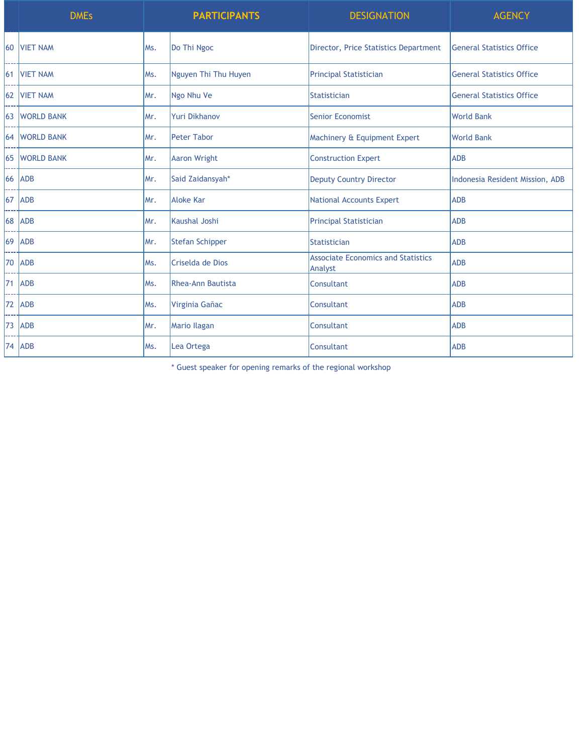| | DMEs | PARTICIPANTS | | DESIGNATION | AGENCY |
|---|---|---|---|---|---|
| 60 | VIET NAM | Ms. | Do Thi Ngoc | Director, Price Statistics Department | General Statistics Office |
| 61 | VIET NAM | Ms. | Nguyen Thi Thu Huyen | Principal Statistician | General Statistics Office |
| 62 | VIET NAM | Mr. | Ngo Nhu Ve | Statistician | General Statistics Office |
| 63 | WORLD BANK | Mr. | Yuri Dikhanov | Senior Economist | World Bank |
| 64 | WORLD BANK | Mr. | Peter Tabor | Machinery & Equipment Expert | World Bank |
| 65 | WORLD BANK | Mr. | Aaron Wright | Construction Expert | ADB |
| 66 | ADB | Mr. | Said Zaidansyah* | Deputy Country Director | Indonesia Resident Mission, ADB |
| 67 | ADB | Mr. | Aloke Kar | National Accounts Expert | ADB |
| 68 | ADB | Mr. | Kaushal Joshi | Principal Statistician | ADB |
| 69 | ADB | Mr. | Stefan Schipper | Statistician | ADB |
| 70 | ADB | Ms. | Criselda de Dios | Associate Economics and Statistics Analyst | ADB |
| 71 | ADB | Ms. | Rhea-Ann Bautista | Consultant | ADB |
| 72 | ADB | Ms. | Virginia Gañac | Consultant | ADB |
| 73 | ADB | Mr. | Mario Ilagan | Consultant | ADB |
| 74 | ADB | Ms. | Lea Ortega | Consultant | ADB |

* Guest speaker for opening remarks of the regional workshop